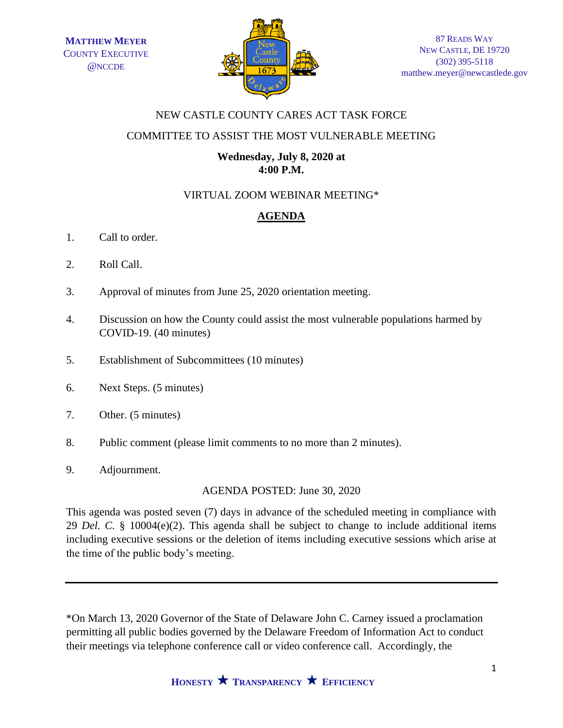**MATTHEW MEYER**
COUNTY EXECUTIVE
@NCCDE

87 READS WAY
NEW CASTLE, DE 19720
(302) 395-5118
matthew.meyer@newcastlede.gov

NEW CASTLE COUNTY CARES ACT TASK FORCE

COMMITTEE TO ASSIST THE MOST VULNERABLE MEETING

**Wednesday, July 8, 2020 at**
**4:00 P.M.**

VIRTUAL ZOOM WEBINAR MEETING*

## AGENDA

1. Call to order.
2. Roll Call.
3. Approval of minutes from June 25, 2020 orientation meeting.
4. Discussion on how the County could assist the most vulnerable populations harmed by COVID-19. (40 minutes)
5. Establishment of Subcommittees (10 minutes)
6. Next Steps. (5 minutes)
7. Other. (5 minutes)
8. Public comment (please limit comments to no more than 2 minutes).
9. Adjournment.

AGENDA POSTED: June 30, 2020

This agenda was posted seven (7) days in advance of the scheduled meeting in compliance with 29 *Del. C.* § 10004(e)(2). This agenda shall be subject to change to include additional items including executive sessions or the deletion of items including executive sessions which arise at the time of the public body's meeting.

---

*On March 13, 2020 Governor of the State of Delaware John C. Carney issued a proclamation permitting all public bodies governed by the Delaware Freedom of Information Act to conduct their meetings via telephone conference call or video conference call. Accordingly, the

**HONESTY ★ TRANSPARENCY ★ EFFICIENCY**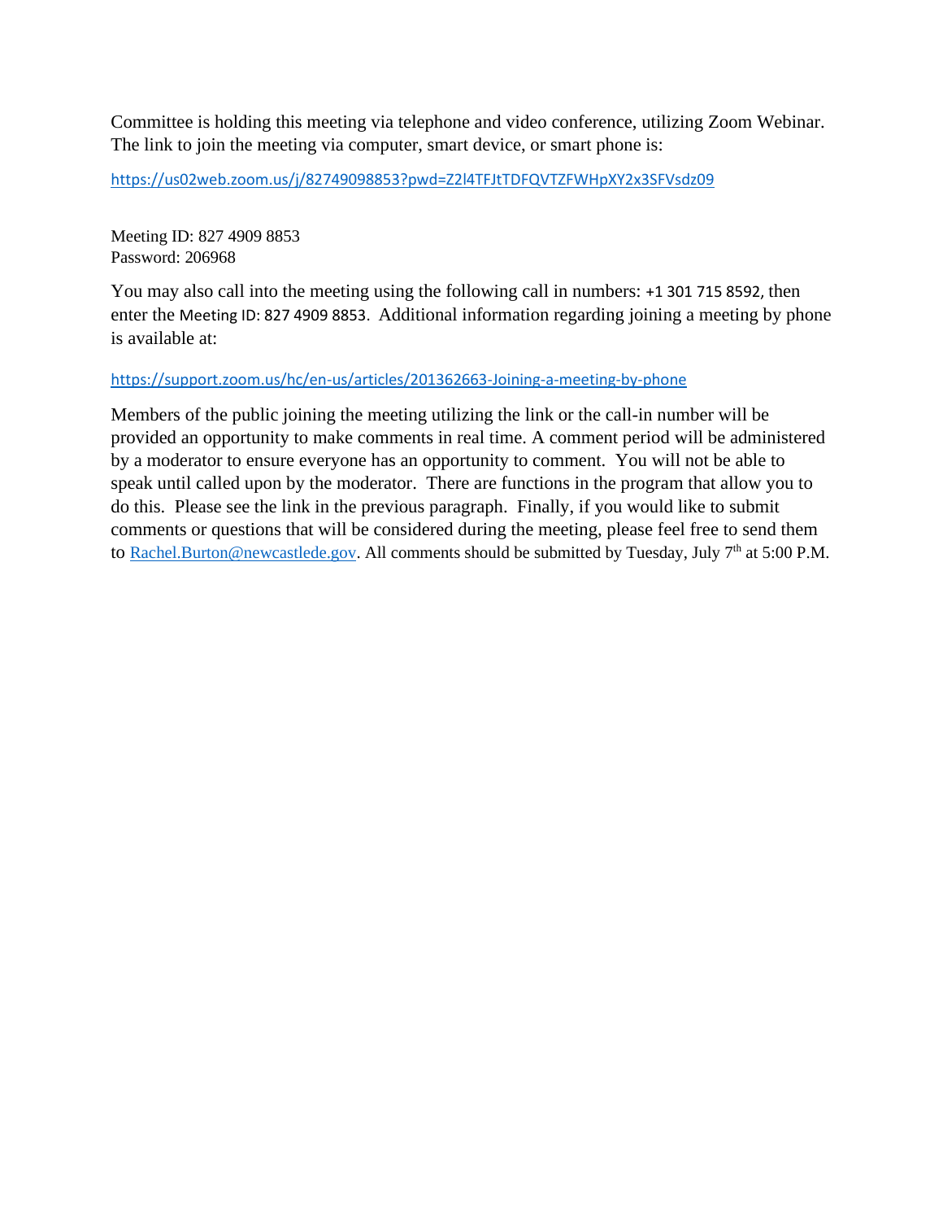Committee is holding this meeting via telephone and video conference, utilizing Zoom Webinar. The link to join the meeting via computer, smart device, or smart phone is:

https://us02web.zoom.us/j/82749098853?pwd=Z2l4TFJtTDFQVTZFWHpXY2x3SFVsdz09

Meeting ID: 827 4909 8853
Password: 206968

You may also call into the meeting using the following call in numbers: +1 301 715 8592, then enter the Meeting ID: 827 4909 8853. Additional information regarding joining a meeting by phone is available at:

https://support.zoom.us/hc/en-us/articles/201362663-Joining-a-meeting-by-phone

Members of the public joining the meeting utilizing the link or the call-in number will be provided an opportunity to make comments in real time. A comment period will be administered by a moderator to ensure everyone has an opportunity to comment. You will not be able to speak until called upon by the moderator. There are functions in the program that allow you to do this. Please see the link in the previous paragraph. Finally, if you would like to submit comments or questions that will be considered during the meeting, please feel free to send them to Rachel.Burton@newcastlede.gov. All comments should be submitted by Tuesday, July 7th at 5:00 P.M.